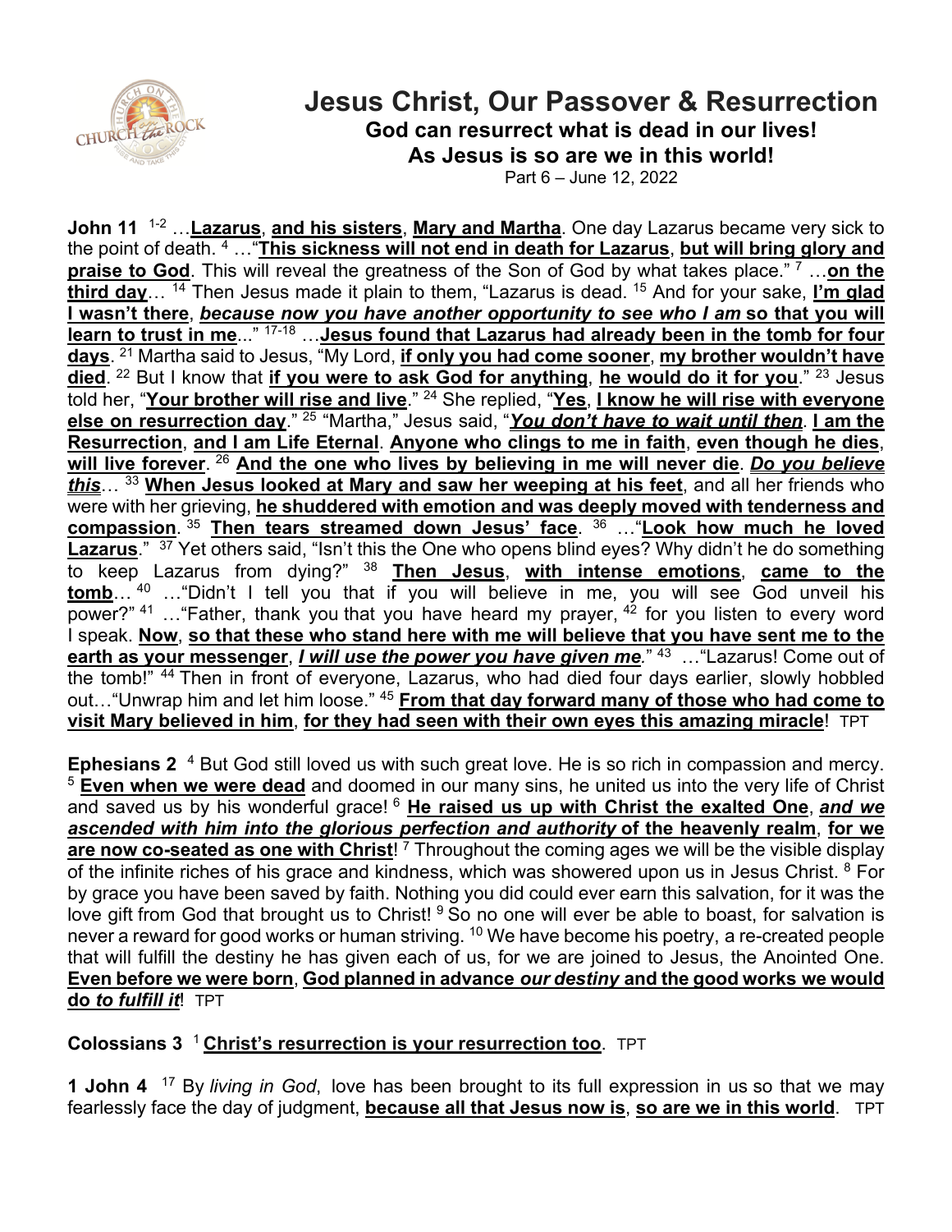# Jesus Christ, Our Passover & Resurrection

## God can resurrect what is dead in our lives!
## As Jesus is so are we in this world!

Part 6 – June 12, 2022

**John 11** [1-2] …**Lazarus**, **and his sisters**, **Mary and Martha**. One day Lazarus became very sick to the point of death. [4] …"**This sickness will not end in death for Lazarus**, **but will bring glory and praise to God**. This will reveal the greatness of the Son of God by what takes place." [7] …**on the third day**… [14] Then Jesus made it plain to them, "Lazarus is dead. [15] And for your sake, **I'm glad I wasn't there**, ***because now you have another opportunity to see who I am*** **so that you will learn to trust in me**..." [17-18] …**Jesus found that Lazarus had already been in the tomb for four days**. [21] Martha said to Jesus, "My Lord, **if only you had come sooner**, **my brother wouldn't have died**. [22] But I know that **if you were to ask God for anything**, **he would do it for you**." [23] Jesus told her, "**Your brother will rise and live**." [24] She replied, "**Yes**, **I know he will rise with everyone else on resurrection day**." [25] "Martha," Jesus said, "***You don't have to wait until then***. **I am the Resurrection**, **and I am Life Eternal**. **Anyone who clings to me in faith**, **even though he dies**, **will live forever**. [26] **And the one who lives by believing in me will never die**. ***Do you believe this***… [33] **When Jesus looked at Mary and saw her weeping at his feet**, and all her friends who were with her grieving, **he shuddered with emotion and was deeply moved with tenderness and compassion**. [35] **Then tears streamed down Jesus' face**. [36] …"**Look how much he loved Lazarus**." [37] Yet others said, "Isn't this the One who opens blind eyes? Why didn't he do something to keep Lazarus from dying?" [38] **Then Jesus**, **with intense emotions**, **came to the tomb**… [40] …"Didn't I tell you that if you will believe in me, you will see God unveil his power?" [41] …"Father, thank you that you have heard my prayer, [42] for you listen to every word I speak. **Now**, **so that these who stand here with me will believe that you have sent me to the earth as your messenger**, ***I will use the power you have given me***." [43] …"Lazarus! Come out of the tomb!" [44] Then in front of everyone, Lazarus, who had died four days earlier, slowly hobbled out…"Unwrap him and let him loose." [45] **From that day forward many of those who had come to visit Mary believed in him**, **for they had seen with their own eyes this amazing miracle**! TPT

**Ephesians 2** [4] But God still loved us with such great love. He is so rich in compassion and mercy. [5] **Even when we were dead** and doomed in our many sins, he united us into the very life of Christ and saved us by his wonderful grace! [6] **He raised us up with Christ the exalted One**, ***and we ascended with him into the glorious perfection and authority*** **of the heavenly realm**, **for we are now co-seated as one with Christ**! [7] Throughout the coming ages we will be the visible display of the infinite riches of his grace and kindness, which was showered upon us in Jesus Christ. [8] For by grace you have been saved by faith. Nothing you did could ever earn this salvation, for it was the love gift from God that brought us to Christ! [9] So no one will ever be able to boast, for salvation is never a reward for good works or human striving. [10] We have become his poetry, a re-created people that will fulfill the destiny he has given each of us, for we are joined to Jesus, the Anointed One. **Even before we were born**, **God planned in advance *our destiny* and the good works we would do *to fulfill it***! TPT

**Colossians 3** [1] **Christ's resurrection is your resurrection too**. TPT

**1 John 4** [17] By *living in God*, love has been brought to its full expression in us so that we may fearlessly face the day of judgment, **because all that Jesus now is**, **so are we in this world**. TPT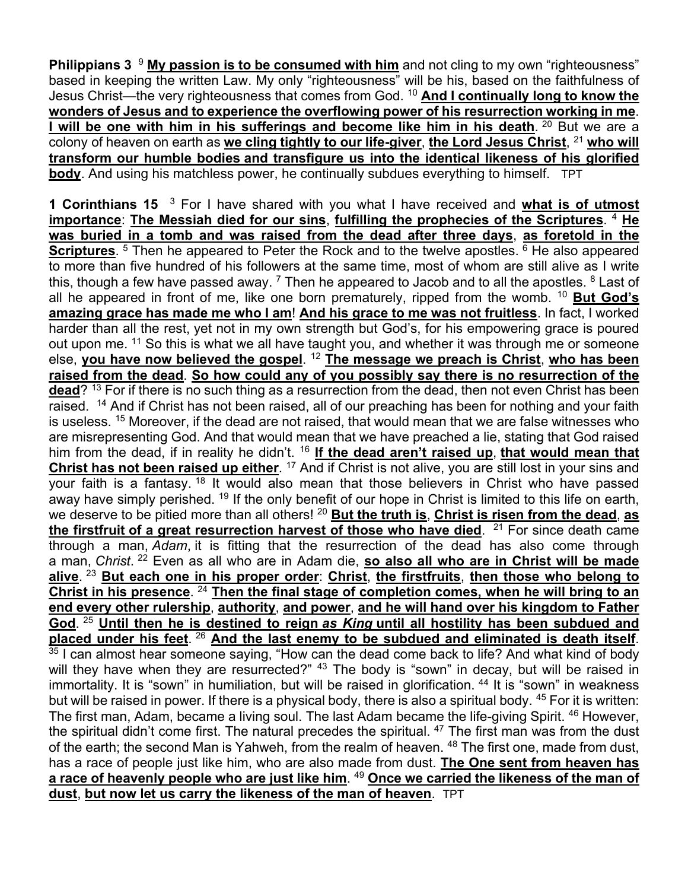**Philippians 3** [9] **My passion is to be consumed with him** and not cling to my own "righteousness" based in keeping the written Law. My only "righteousness" will be his, based on the faithfulness of Jesus Christ—the very righteousness that comes from God. [10] **And I continually long to know the wonders of Jesus and to experience the overflowing power of his resurrection working in me**. **I will be one with him in his sufferings and become like him in his death**. [20] But we are a colony of heaven on earth as **we cling tightly to our life-giver**, **the Lord Jesus Christst**, [21] **who will transform our humble bodies and transfigure us into the identical likeness of his glorified body**. And using his matchless power, he continually subdues everything to himself. TPT

**1 Corinthians 15** [3] For I have shared with you what I have received and **what is of utmost importance**: **The Messiah died for our sins**, **fulfilling the prophecies of the Scriptures**. [4] **He was buried in a tomb and was raised from the dead after three days**, **as foretold in the Scriptures**. [5] Then he appeared to Peter the Rock and to the twelve apostles. [6] He also appeared to more than five hundred of his followers at the same time, most of whom are still alive as I write this, though a few have passed away. [7] Then he appeared to Jacob and to all the apostles. [8] Last of all he appeared in front of me, like one born prematurely, ripped from the womb. [10] **But God's amazing grace has made me who I am**! **And his grace to me was not fruitless**. In fact, I worked harder than all the rest, yet not in my own strength but God's, for his empowering grace is poured out upon me. [11] So this is what we all have taught you, and whether it was through me or someone else, **you have now believed the gospel**. [12] **The message we preach is Christ**, **who has been raised from the dead**. **So how could any of you possibly say there is no resurrection of the dead**? [13] For if there is no such thing as a resurrection from the dead, then not even Christ has been raised. [14] And if Christ has not been raised, all of our preaching has been for nothing and your faith is useless. [15] Moreover, if the dead are not raised, that would mean that we are false witnesses who are misrepresenting God. And that would mean that we have preached a lie, stating that God raised him from the dead, if in reality he didn't. [16] **If the dead aren't raised up**, **that would mean that Christ has not been raised up either**. [17] And if Christ is not alive, you are still lost in your sins and your faith is a fantasy. [18] It would also mean that those believers in Christ who have passed away have simply perished. [19] If the only benefit of our hope in Christ is limited to this life on earth, we deserve to be pitied more than all others! [20] **But the truth is**, **Christ is risen from the dead**, **as the firstfruit of a great resurrection harvest of those who have died**. [21] For since death came through a man, *Adam*, it is fitting that the resurrection of the dead has also come through a man, *Christ*. [22] Even as all who are in Adam die, **so also all who are in Christ will be made alive**. [23] **But each one in his proper order**: **Christ**, **the firstfruits**, **then those who belong to Christ in his presence**. [24] **Then the final stage of completion comes, when he will bring to an end every other rulership**, **authority**, **and power**, **and he will hand over his kingdom to Father God**. [25] **Until then he is destined to reign *as King* until all hostility has been subdued and placed under his feet**. [26] **And the last enemy to be subdued and eliminated is death itself**. [35] I can almost hear someone saying, "How can the dead come back to life? And what kind of body will they have when they are resurrected?" [43] The body is "sown" in decay, but will be raised in immortality. It is "sown" in humiliation, but will be raised in glorification. [44] It is "sown" in weakness but will be raised in power. If there is a physical body, there is also a spiritual body. [45] For it is written: The first man, Adam, became a living soul. The last Adam became the life-giving Spirit. [46] However, the spiritual didn't come first. The natural precedes the spiritual. [47] The first man was from the dust of the earth; the second Man is Yahweh, from the realm of heaven. [48] The first one, made from dust, has a race of people just like him, who are also made from dust. **The One sent from heaven has a race of heavenly people who are just like him**. [49] **Once we carried the likeness of the man of dust**, **but now let us carry the likeness of the man of heaven**. TPT